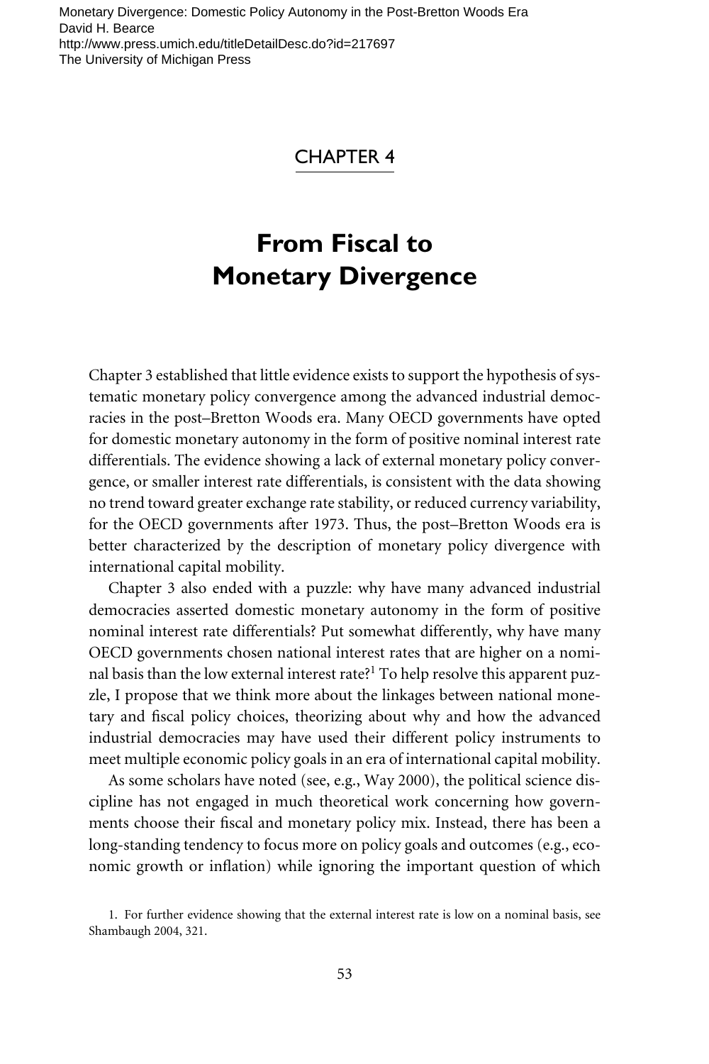# CHAPTER 4

# From Fiscal to Monetary Divergence

Chapter 3 established that little evidence exists to support the hypothesis of systematic monetary policy convergence among the advanced industrial democracies in the post–Bretton Woods era. Many OECD governments have opted for domestic monetary autonomy in the form of positive nominal interest rate differentials. The evidence showing a lack of external monetary policy convergence, or smaller interest rate differentials, is consistent with the data showing no trend toward greater exchange rate stability, or reduced currency variability, for the OECD governments after 1973. Thus, the post–Bretton Woods era is better characterized by the description of monetary policy divergence with international capital mobility.

Chapter 3 also ended with a puzzle: why have many advanced industrial democracies asserted domestic monetary autonomy in the form of positive nominal interest rate differentials? Put somewhat differently, why have many OECD governments chosen national interest rates that are higher on a nominal basis than the low external interest rate?[1] To help resolve this apparent puzzle, I propose that we think more about the linkages between national monetary and fiscal policy choices, theorizing about why and how the advanced industrial democracies may have used their different policy instruments to meet multiple economic policy goals in an era of international capital mobility.

As some scholars have noted (see, e.g., Way 2000), the political science discipline has not engaged in much theoretical work concerning how governments choose their fiscal and monetary policy mix. Instead, there has been a long-standing tendency to focus more on policy goals and outcomes (e.g., economic growth or inflation) while ignoring the important question of which

1. For further evidence showing that the external interest rate is low on a nominal basis, see Shambaugh 2004, 321.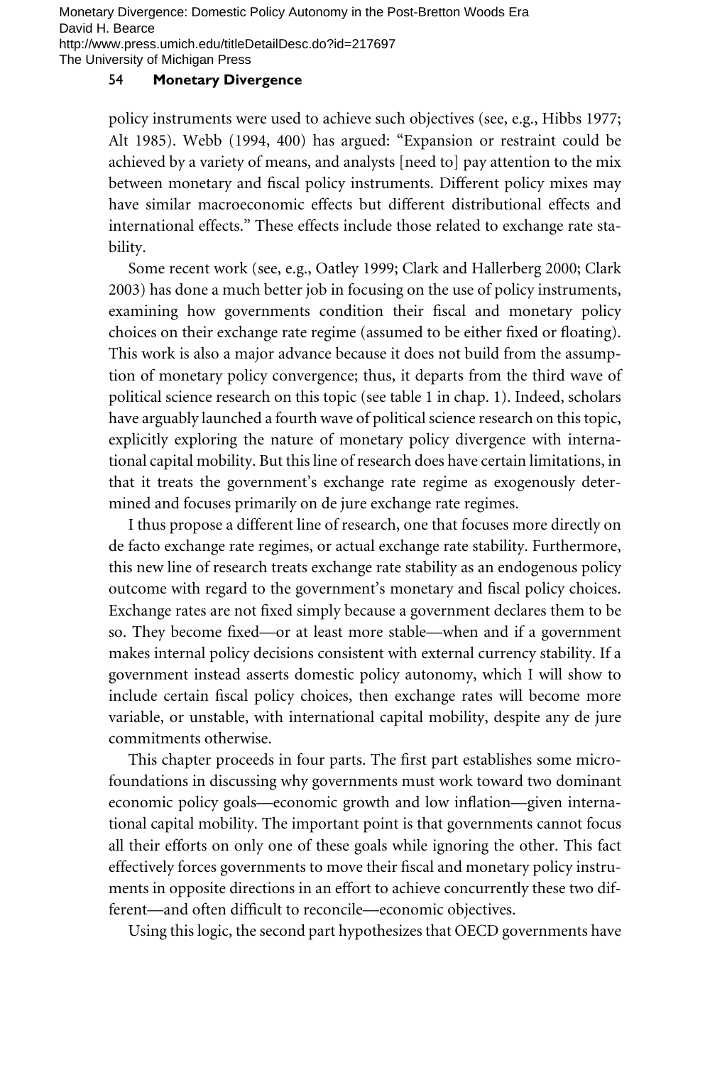policy instruments were used to achieve such objectives (see, e.g., Hibbs 1977; Alt 1985). Webb (1994, 400) has argued: "Expansion or restraint could be achieved by a variety of means, and analysts [need to] pay attention to the mix between monetary and fiscal policy instruments. Different policy mixes may have similar macroeconomic effects but different distributional effects and international effects." These effects include those related to exchange rate stability.

Some recent work (see, e.g., Oatley 1999; Clark and Hallerberg 2000; Clark 2003) has done a much better job in focusing on the use of policy instruments, examining how governments condition their fiscal and monetary policy choices on their exchange rate regime (assumed to be either fixed or floating). This work is also a major advance because it does not build from the assumption of monetary policy convergence; thus, it departs from the third wave of political science research on this topic (see table 1 in chap. 1). Indeed, scholars have arguably launched a fourth wave of political science research on this topic, explicitly exploring the nature of monetary policy divergence with international capital mobility. But this line of research does have certain limitations, in that it treats the government's exchange rate regime as exogenously determined and focuses primarily on de jure exchange rate regimes.

I thus propose a different line of research, one that focuses more directly on de facto exchange rate regimes, or actual exchange rate stability. Furthermore, this new line of research treats exchange rate stability as an endogenous policy outcome with regard to the government's monetary and fiscal policy choices. Exchange rates are not fixed simply because a government declares them to be so. They become fixed—or at least more stable—when and if a government makes internal policy decisions consistent with external currency stability. If a government instead asserts domestic policy autonomy, which I will show to include certain fiscal policy choices, then exchange rates will become more variable, or unstable, with international capital mobility, despite any de jure commitments otherwise.

This chapter proceeds in four parts. The first part establishes some microfoundations in discussing why governments must work toward two dominant economic policy goals—economic growth and low inflation—given international capital mobility. The important point is that governments cannot focus all their efforts on only one of these goals while ignoring the other. This fact effectively forces governments to move their fiscal and monetary policy instruments in opposite directions in an effort to achieve concurrently these two different—and often difficult to reconcile—economic objectives.

Using this logic, the second part hypothesizes that OECD governments have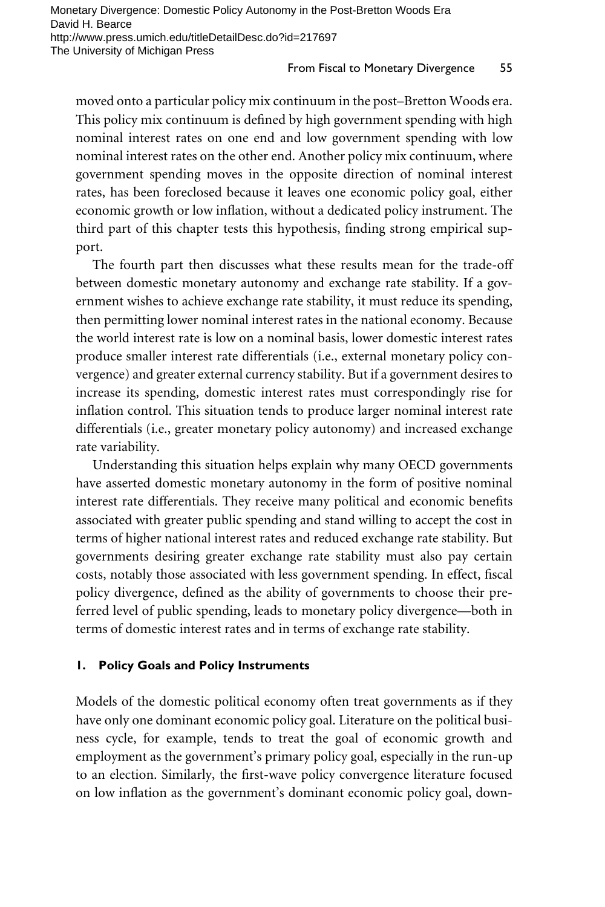moved onto a particular policy mix continuum in the post–Bretton Woods era. This policy mix continuum is defined by high government spending with high nominal interest rates on one end and low government spending with low nominal interest rates on the other end. Another policy mix continuum, where government spending moves in the opposite direction of nominal interest rates, has been foreclosed because it leaves one economic policy goal, either economic growth or low inflation, without a dedicated policy instrument. The third part of this chapter tests this hypothesis, finding strong empirical support.

The fourth part then discusses what these results mean for the trade-off between domestic monetary autonomy and exchange rate stability. If a government wishes to achieve exchange rate stability, it must reduce its spending, then permitting lower nominal interest rates in the national economy. Because the world interest rate is low on a nominal basis, lower domestic interest rates produce smaller interest rate differentials (i.e., external monetary policy convergence) and greater external currency stability. But if a government desires to increase its spending, domestic interest rates must correspondingly rise for inflation control. This situation tends to produce larger nominal interest rate differentials (i.e., greater monetary policy autonomy) and increased exchange rate variability.

Understanding this situation helps explain why many OECD governments have asserted domestic monetary autonomy in the form of positive nominal interest rate differentials. They receive many political and economic benefits associated with greater public spending and stand willing to accept the cost in terms of higher national interest rates and reduced exchange rate stability. But governments desiring greater exchange rate stability must also pay certain costs, notably those associated with less government spending. In effect, fiscal policy divergence, defined as the ability of governments to choose their preferred level of public spending, leads to monetary policy divergence—both in terms of domestic interest rates and in terms of exchange rate stability.

## 1. Policy Goals and Policy Instruments

Models of the domestic political economy often treat governments as if they have only one dominant economic policy goal. Literature on the political business cycle, for example, tends to treat the goal of economic growth and employment as the government's primary policy goal, especially in the run-up to an election. Similarly, the first-wave policy convergence literature focused on low inflation as the government's dominant economic policy goal, down-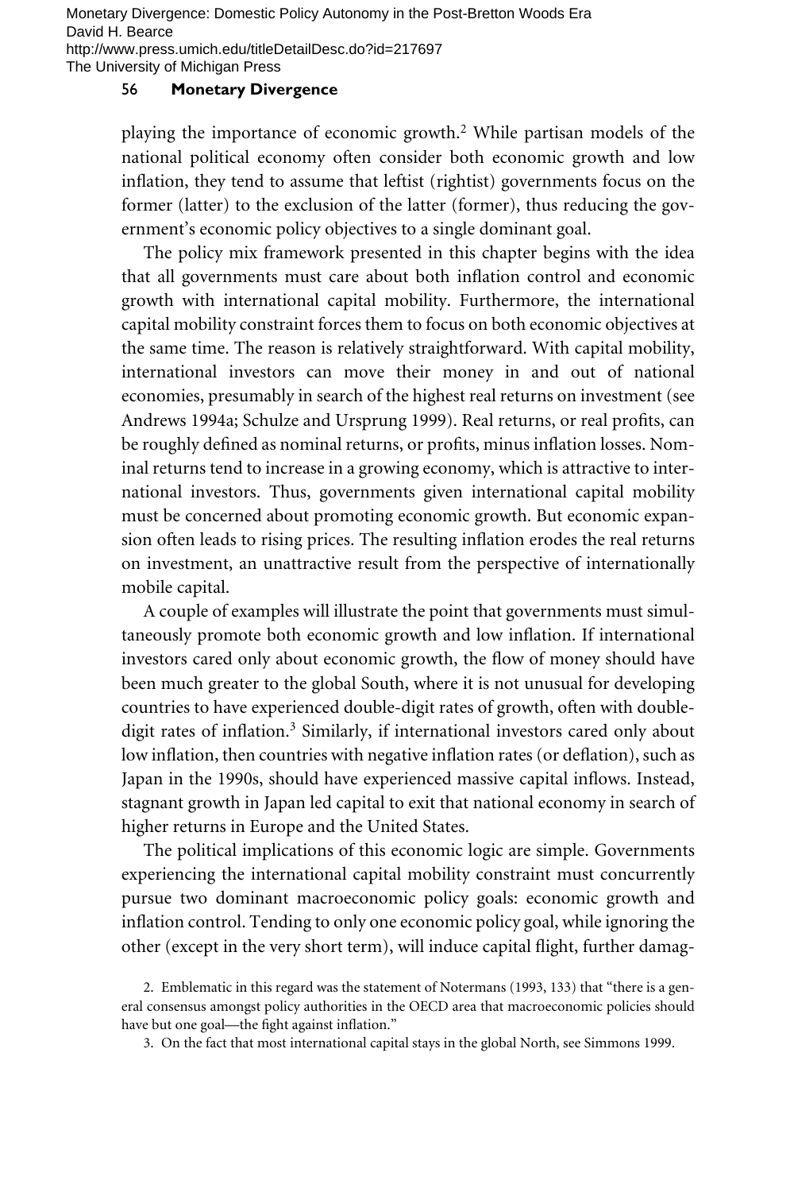playing the importance of economic growth.[2] While partisan models of the national political economy often consider both economic growth and low inflation, they tend to assume that leftist (rightist) governments focus on the former (latter) to the exclusion of the latter (former), thus reducing the government's economic policy objectives to a single dominant goal.

The policy mix framework presented in this chapter begins with the idea that all governments must care about both inflation control and economic growth with international capital mobility. Furthermore, the international capital mobility constraint forces them to focus on both economic objectives at the same time. The reason is relatively straightforward. With capital mobility, international investors can move their money in and out of national economies, presumably in search of the highest real returns on investment (see Andrews 1994a; Schulze and Ursprung 1999). Real returns, or real profits, can be roughly defined as nominal returns, or profits, minus inflation losses. Nominal returns tend to increase in a growing economy, which is attractive to international investors. Thus, governments given international capital mobility must be concerned about promoting economic growth. But economic expansion often leads to rising prices. The resulting inflation erodes the real returns on investment, an unattractive result from the perspective of internationally mobile capital.

A couple of examples will illustrate the point that governments must simultaneously promote both economic growth and low inflation. If international investors cared only about economic growth, the flow of money should have been much greater to the global South, where it is not unusual for developing countries to have experienced double-digit rates of growth, often with double-digit rates of inflation.[3] Similarly, if international investors cared only about low inflation, then countries with negative inflation rates (or deflation), such as Japan in the 1990s, should have experienced massive capital inflows. Instead, stagnant growth in Japan led capital to exit that national economy in search of higher returns in Europe and the United States.

The political implications of this economic logic are simple. Governments experiencing the international capital mobility constraint must concurrently pursue two dominant macroeconomic policy goals: economic growth and inflation control. Tending to only one economic policy goal, while ignoring the other (except in the very short term), will induce capital flight, further damag-

2. Emblematic in this regard was the statement of Notermans (1993, 133) that "there is a general consensus amongst policy authorities in the OECD area that macroeconomic policies should have but one goal—the fight against inflation."

3. On the fact that most international capital stays in the global North, see Simmons 1999.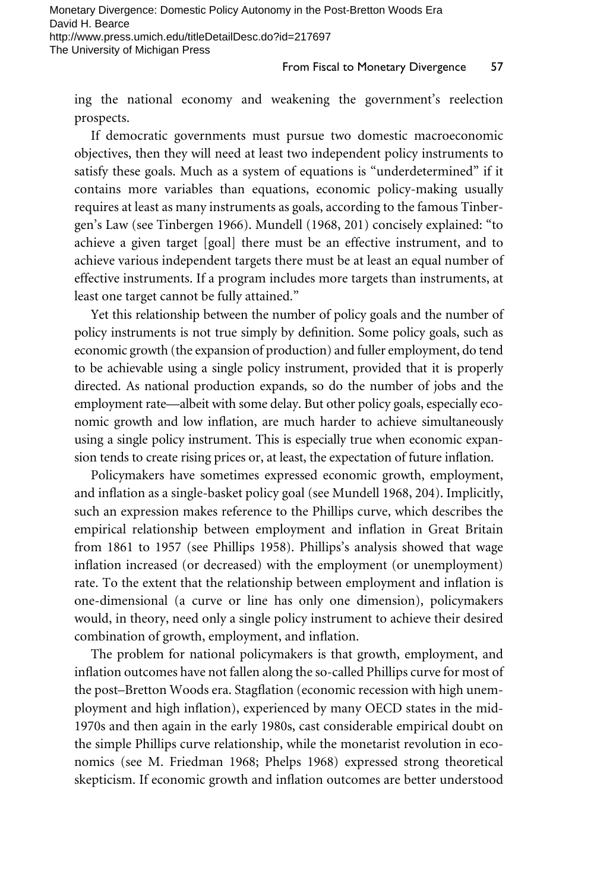ing the national economy and weakening the government's reelection prospects.

If democratic governments must pursue two domestic macroeconomic objectives, then they will need at least two independent policy instruments to satisfy these goals. Much as a system of equations is "underdetermined" if it contains more variables than equations, economic policy-making usually requires at least as many instruments as goals, according to the famous Tinbergen's Law (see Tinbergen 1966). Mundell (1968, 201) concisely explained: "to achieve a given target [goal] there must be an effective instrument, and to achieve various independent targets there must be at least an equal number of effective instruments. If a program includes more targets than instruments, at least one target cannot be fully attained."

Yet this relationship between the number of policy goals and the number of policy instruments is not true simply by definition. Some policy goals, such as economic growth (the expansion of production) and fuller employment, do tend to be achievable using a single policy instrument, provided that it is properly directed. As national production expands, so do the number of jobs and the employment rate—albeit with some delay. But other policy goals, especially economic growth and low inflation, are much harder to achieve simultaneously using a single policy instrument. This is especially true when economic expansion tends to create rising prices or, at least, the expectation of future inflation.

Policymakers have sometimes expressed economic growth, employment, and inflation as a single-basket policy goal (see Mundell 1968, 204). Implicitly, such an expression makes reference to the Phillips curve, which describes the empirical relationship between employment and inflation in Great Britain from 1861 to 1957 (see Phillips 1958). Phillips's analysis showed that wage inflation increased (or decreased) with the employment (or unemployment) rate. To the extent that the relationship between employment and inflation is one-dimensional (a curve or line has only one dimension), policymakers would, in theory, need only a single policy instrument to achieve their desired combination of growth, employment, and inflation.

The problem for national policymakers is that growth, employment, and inflation outcomes have not fallen along the so-called Phillips curve for most of the post–Bretton Woods era. Stagflation (economic recession with high unemployment and high inflation), experienced by many OECD states in the mid-1970s and then again in the early 1980s, cast considerable empirical doubt on the simple Phillips curve relationship, while the monetarist revolution in economics (see M. Friedman 1968; Phelps 1968) expressed strong theoretical skepticism. If economic growth and inflation outcomes are better understood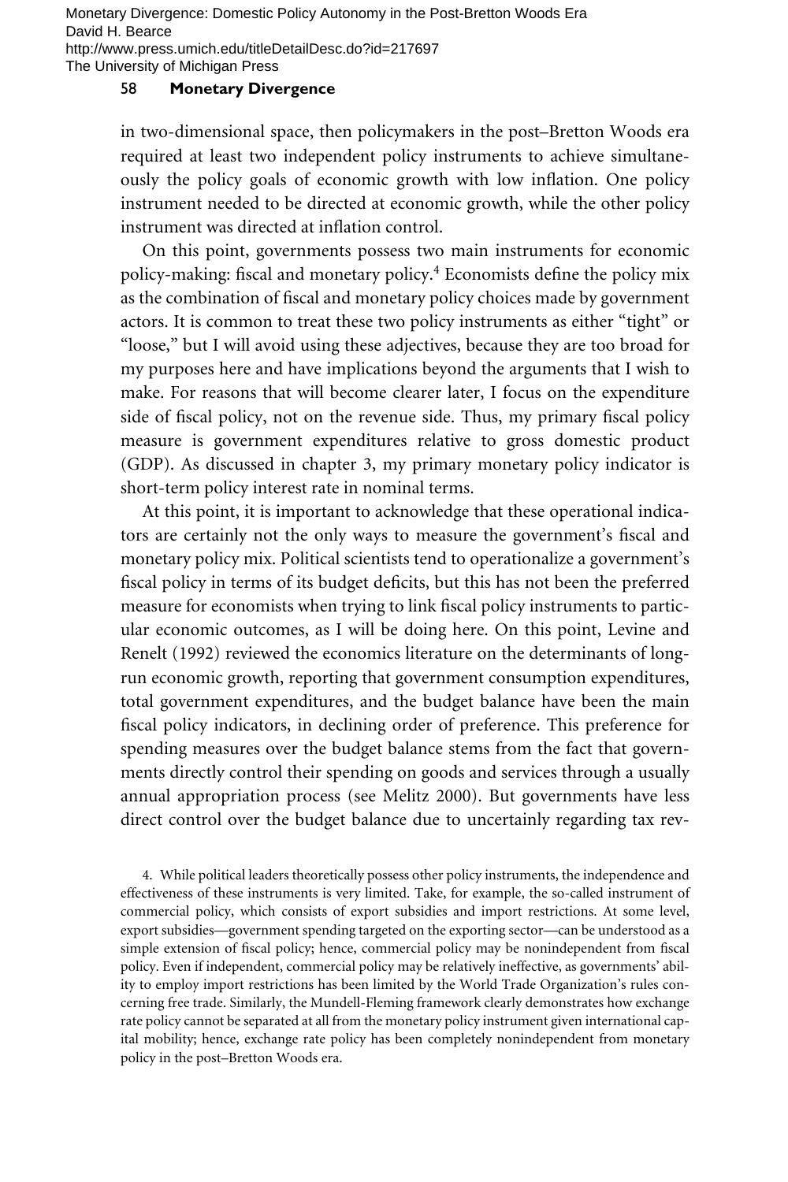in two-dimensional space, then policymakers in the post–Bretton Woods era required at least two independent policy instruments to achieve simultaneously the policy goals of economic growth with low inflation. One policy instrument needed to be directed at economic growth, while the other policy instrument was directed at inflation control.

On this point, governments possess two main instruments for economic policy-making: fiscal and monetary policy.[4] Economists define the policy mix as the combination of fiscal and monetary policy choices made by government actors. It is common to treat these two policy instruments as either "tight" or "loose," but I will avoid using these adjectives, because they are too broad for my purposes here and have implications beyond the arguments that I wish to make. For reasons that will become clearer later, I focus on the expenditure side of fiscal policy, not on the revenue side. Thus, my primary fiscal policy measure is government expenditures relative to gross domestic product (GDP). As discussed in chapter 3, my primary monetary policy indicator is short-term policy interest rate in nominal terms.

At this point, it is important to acknowledge that these operational indicators are certainly not the only ways to measure the government's fiscal and monetary policy mix. Political scientists tend to operationalize a government's fiscal policy in terms of its budget deficits, but this has not been the preferred measure for economists when trying to link fiscal policy instruments to particular economic outcomes, as I will be doing here. On this point, Levine and Renelt (1992) reviewed the economics literature on the determinants of long-run economic growth, reporting that government consumption expenditures, total government expenditures, and the budget balance have been the main fiscal policy indicators, in declining order of preference. This preference for spending measures over the budget balance stems from the fact that governments directly control their spending on goods and services through a usually annual appropriation process (see Melitz 2000). But governments have less direct control over the budget balance due to uncertainly regarding tax rev-

4. While political leaders theoretically possess other policy instruments, the independence and effectiveness of these instruments is very limited. Take, for example, the so-called instrument of commercial policy, which consists of export subsidies and import restrictions. At some level, export subsidies—government spending targeted on the exporting sector—can be understood as a simple extension of fiscal policy; hence, commercial policy may be nonindependent from fiscal policy. Even if independent, commercial policy may be relatively ineffective, as governments' ability to employ import restrictions has been limited by the World Trade Organization's rules concerning free trade. Similarly, the Mundell-Fleming framework clearly demonstrates how exchange rate policy cannot be separated at all from the monetary policy instrument given international capital mobility; hence, exchange rate policy has been completely nonindependent from monetary policy in the post–Bretton Woods era.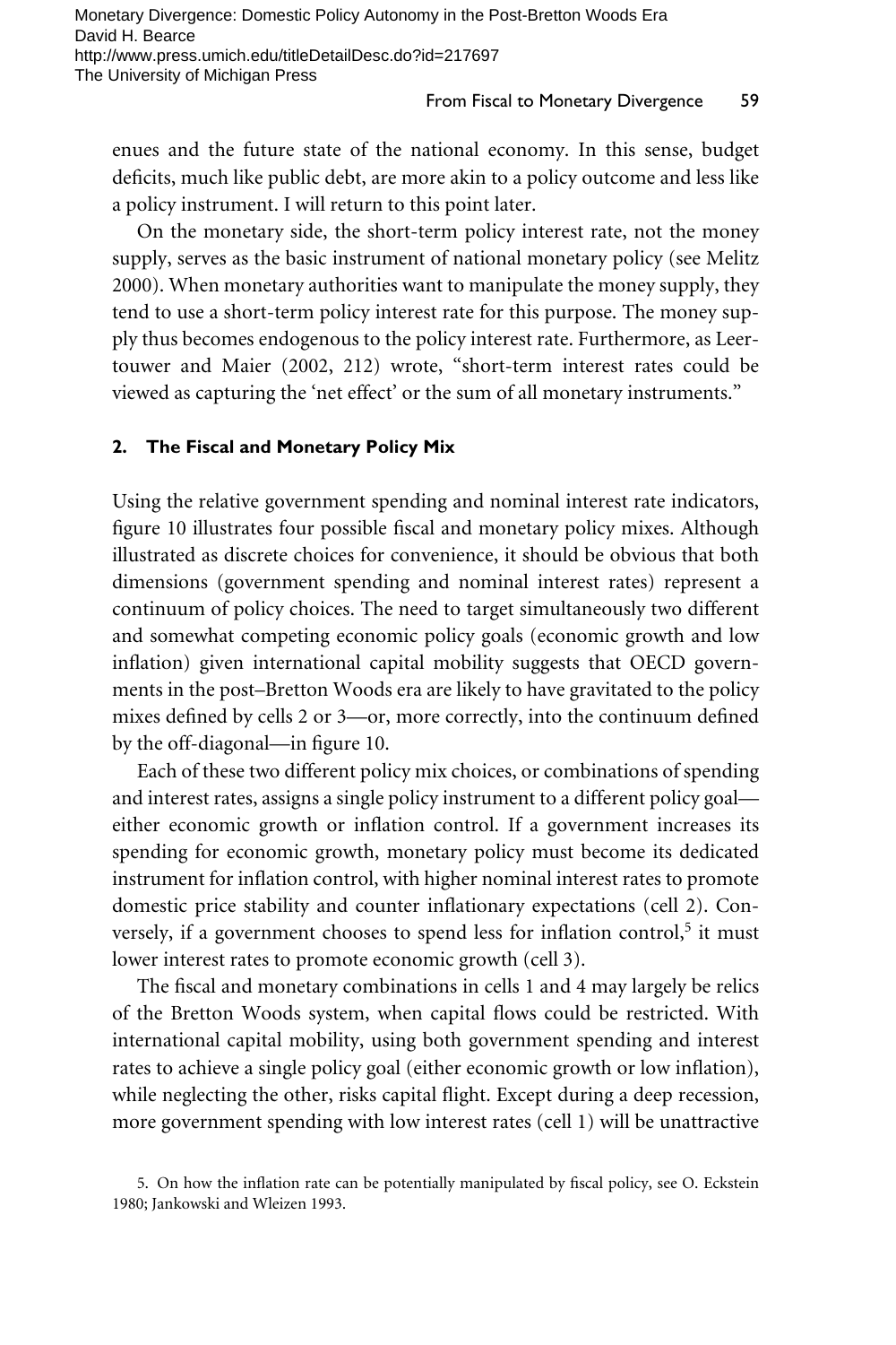enues and the future state of the national economy. In this sense, budget deficits, much like public debt, are more akin to a policy outcome and less like a policy instrument. I will return to this point later.

On the monetary side, the short-term policy interest rate, not the money supply, serves as the basic instrument of national monetary policy (see Melitz 2000). When monetary authorities want to manipulate the money supply, they tend to use a short-term policy interest rate for this purpose. The money supply thus becomes endogenous to the policy interest rate. Furthermore, as Leertouwer and Maier (2002, 212) wrote, "short-term interest rates could be viewed as capturing the 'net effect' or the sum of all monetary instruments."

### 2. The Fiscal and Monetary Policy Mix

Using the relative government spending and nominal interest rate indicators, figure 10 illustrates four possible fiscal and monetary policy mixes. Although illustrated as discrete choices for convenience, it should be obvious that both dimensions (government spending and nominal interest rates) represent a continuum of policy choices. The need to target simultaneously two different and somewhat competing economic policy goals (economic growth and low inflation) given international capital mobility suggests that OECD governments in the post–Bretton Woods era are likely to have gravitated to the policy mixes defined by cells 2 or 3—or, more correctly, into the continuum defined by the off-diagonal—in figure 10.

Each of these two different policy mix choices, or combinations of spending and interest rates, assigns a single policy instrument to a different policy goal—either economic growth or inflation control. If a government increases its spending for economic growth, monetary policy must become its dedicated instrument for inflation control, with higher nominal interest rates to promote domestic price stability and counter inflationary expectations (cell 2). Conversely, if a government chooses to spend less for inflation control,[5] it must lower interest rates to promote economic growth (cell 3).

The fiscal and monetary combinations in cells 1 and 4 may largely be relics of the Bretton Woods system, when capital flows could be restricted. With international capital mobility, using both government spending and interest rates to achieve a single policy goal (either economic growth or low inflation), while neglecting the other, risks capital flight. Except during a deep recession, more government spending with low interest rates (cell 1) will be unattractive

5. On how the inflation rate can be potentially manipulated by fiscal policy, see O. Eckstein 1980; Jankowski and Wleizen 1993.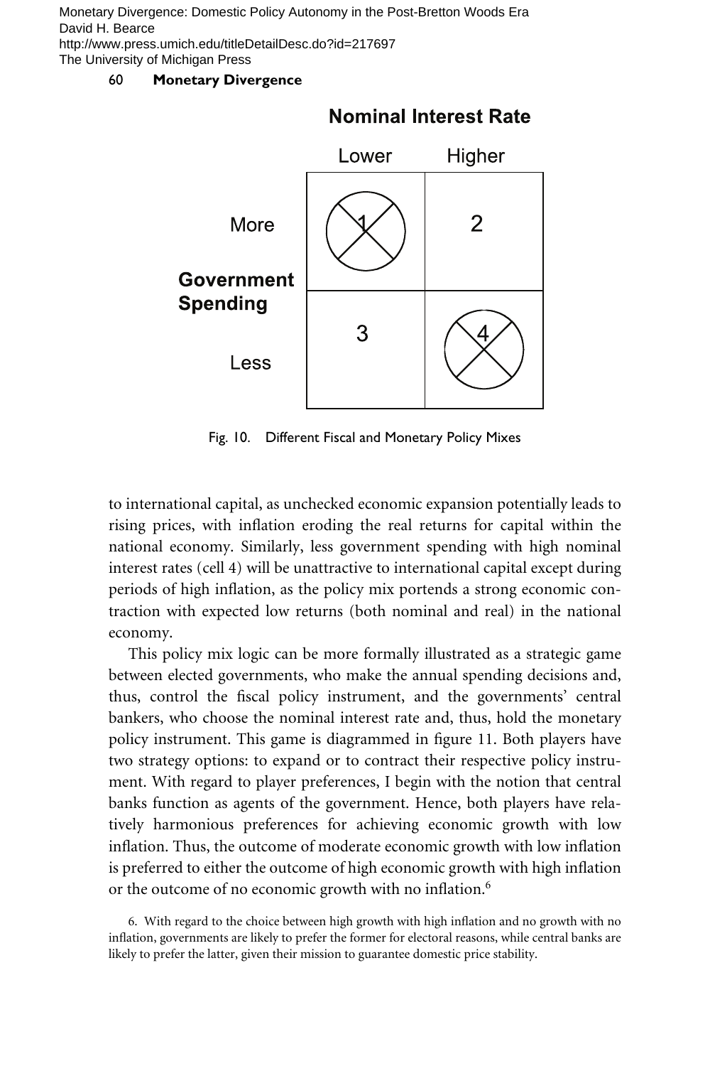| | | Nominal Interest Rate | |
|---|---|---|---|
| | | Lower | Higher |
| Government Spending | More | 1 (⊗) | 2 |
| | Less | 3 | 4 (⊗) |

Fig. 10. Different Fiscal and Monetary Policy Mixes

to international capital, as unchecked economic expansion potentially leads to rising prices, with inflation eroding the real returns for capital within the national economy. Similarly, less government spending with high nominal interest rates (cell 4) will be unattractive to international capital except during periods of high inflation, as the policy mix portends a strong economic contraction with expected low returns (both nominal and real) in the national economy.

This policy mix logic can be more formally illustrated as a strategic game between elected governments, who make the annual spending decisions and, thus, control the fiscal policy instrument, and the governments' central bankers, who choose the nominal interest rate and, thus, hold the monetary policy instrument. This game is diagrammed in figure 11. Both players have two strategy options: to expand or to contract their respective policy instrument. With regard to player preferences, I begin with the notion that central banks function as agents of the government. Hence, both players have relatively harmonious preferences for achieving economic growth with low inflation. Thus, the outcome of moderate economic growth with low inflation is preferred to either the outcome of high economic growth with high inflation or the outcome of no economic growth with no inflation.[6]

6. With regard to the choice between high growth with high inflation and no growth with no inflation, governments are likely to prefer the former for electoral reasons, while central banks are likely to prefer the latter, given their mission to guarantee domestic price stability.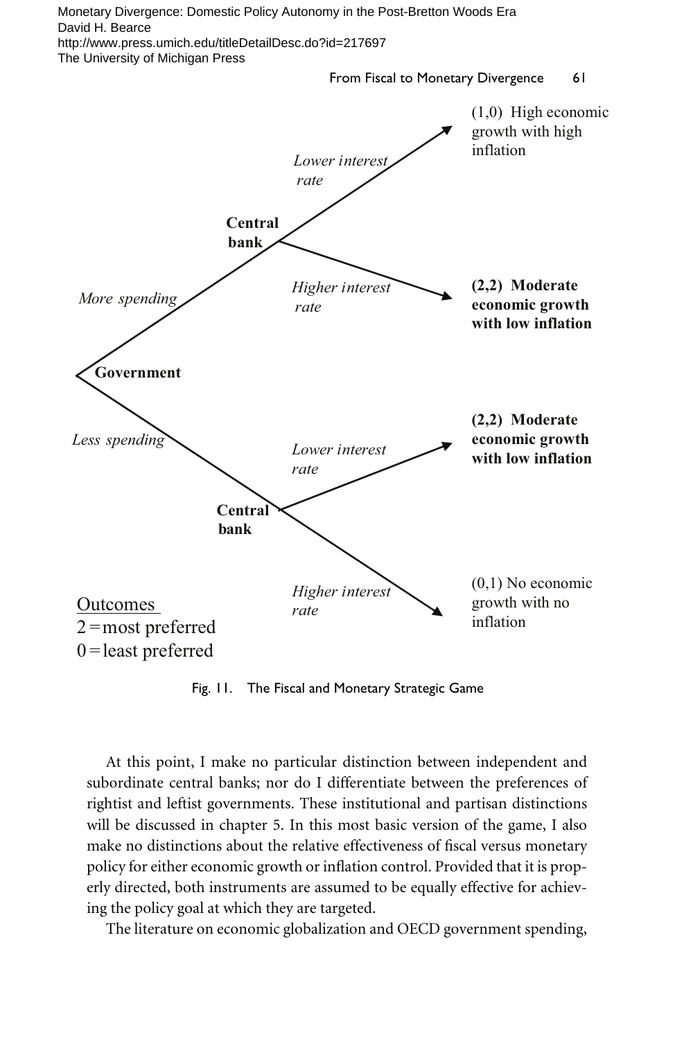- **Government**
  - *More spending* → **Central bank**
    - *Lower interest rate* → (1,0) High economic growth with high inflation
    - *Higher interest rate* → **(2,2) Moderate economic growth with low inflation**
  - *Less spending* → **Central bank**
    - *Lower interest rate* → **(2,2) Moderate economic growth with low inflation**
    - *Higher interest rate* → (0,1) No economic growth with no inflation

Outcomes
2 = most preferred
0 = least preferred

Fig. 11. The Fiscal and Monetary Strategic Game

At this point, I make no particular distinction between independent and subordinate central banks; nor do I differentiate between the preferences of rightist and leftist governments. These institutional and partisan distinctions will be discussed in chapter 5. In this most basic version of the game, I also make no distinctions about the relative effectiveness of fiscal versus monetary policy for either economic growth or inflation control. Provided that it is properly directed, both instruments are assumed to be equally effective for achieving the policy goal at which they are targeted.

The literature on economic globalization and OECD government spending,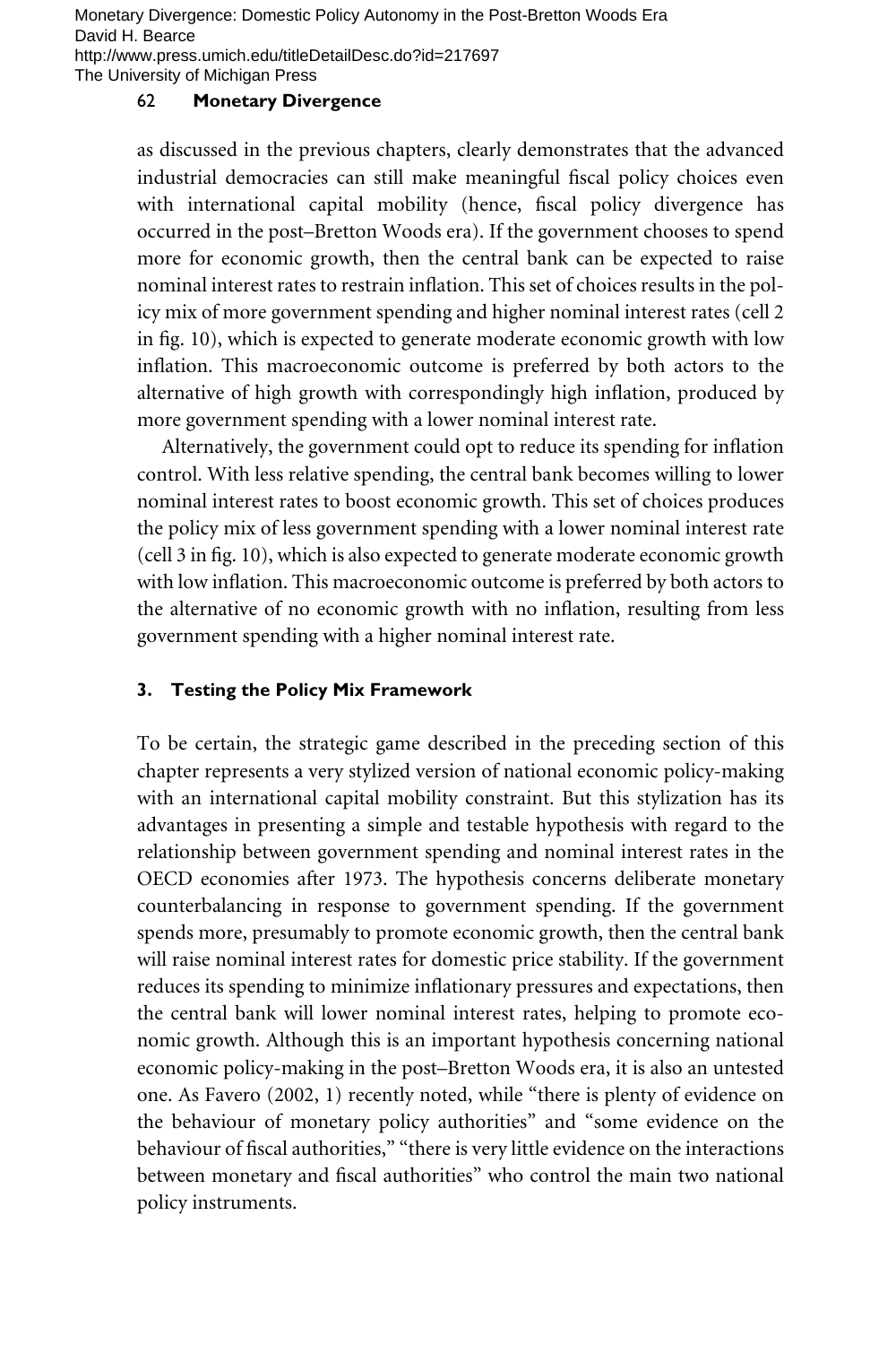as discussed in the previous chapters, clearly demonstrates that the advanced industrial democracies can still make meaningful fiscal policy choices even with international capital mobility (hence, fiscal policy divergence has occurred in the post–Bretton Woods era). If the government chooses to spend more for economic growth, then the central bank can be expected to raise nominal interest rates to restrain inflation. This set of choices results in the policy mix of more government spending and higher nominal interest rates (cell 2 in fig. 10), which is expected to generate moderate economic growth with low inflation. This macroeconomic outcome is preferred by both actors to the alternative of high growth with correspondingly high inflation, produced by more government spending with a lower nominal interest rate.

Alternatively, the government could opt to reduce its spending for inflation control. With less relative spending, the central bank becomes willing to lower nominal interest rates to boost economic growth. This set of choices produces the policy mix of less government spending with a lower nominal interest rate (cell 3 in fig. 10), which is also expected to generate moderate economic growth with low inflation. This macroeconomic outcome is preferred by both actors to the alternative of no economic growth with no inflation, resulting from less government spending with a higher nominal interest rate.

### 3. Testing the Policy Mix Framework

To be certain, the strategic game described in the preceding section of this chapter represents a very stylized version of national economic policy-making with an international capital mobility constraint. But this stylization has its advantages in presenting a simple and testable hypothesis with regard to the relationship between government spending and nominal interest rates in the OECD economies after 1973. The hypothesis concerns deliberate monetary counterbalancing in response to government spending. If the government spends more, presumably to promote economic growth, then the central bank will raise nominal interest rates for domestic price stability. If the government reduces its spending to minimize inflationary pressures and expectations, then the central bank will lower nominal interest rates, helping to promote economic growth. Although this is an important hypothesis concerning national economic policy-making in the post–Bretton Woods era, it is also an untested one. As Favero (2002, 1) recently noted, while "there is plenty of evidence on the behaviour of monetary policy authorities" and "some evidence on the behaviour of fiscal authorities," "there is very little evidence on the interactions between monetary and fiscal authorities" who control the main two national policy instruments.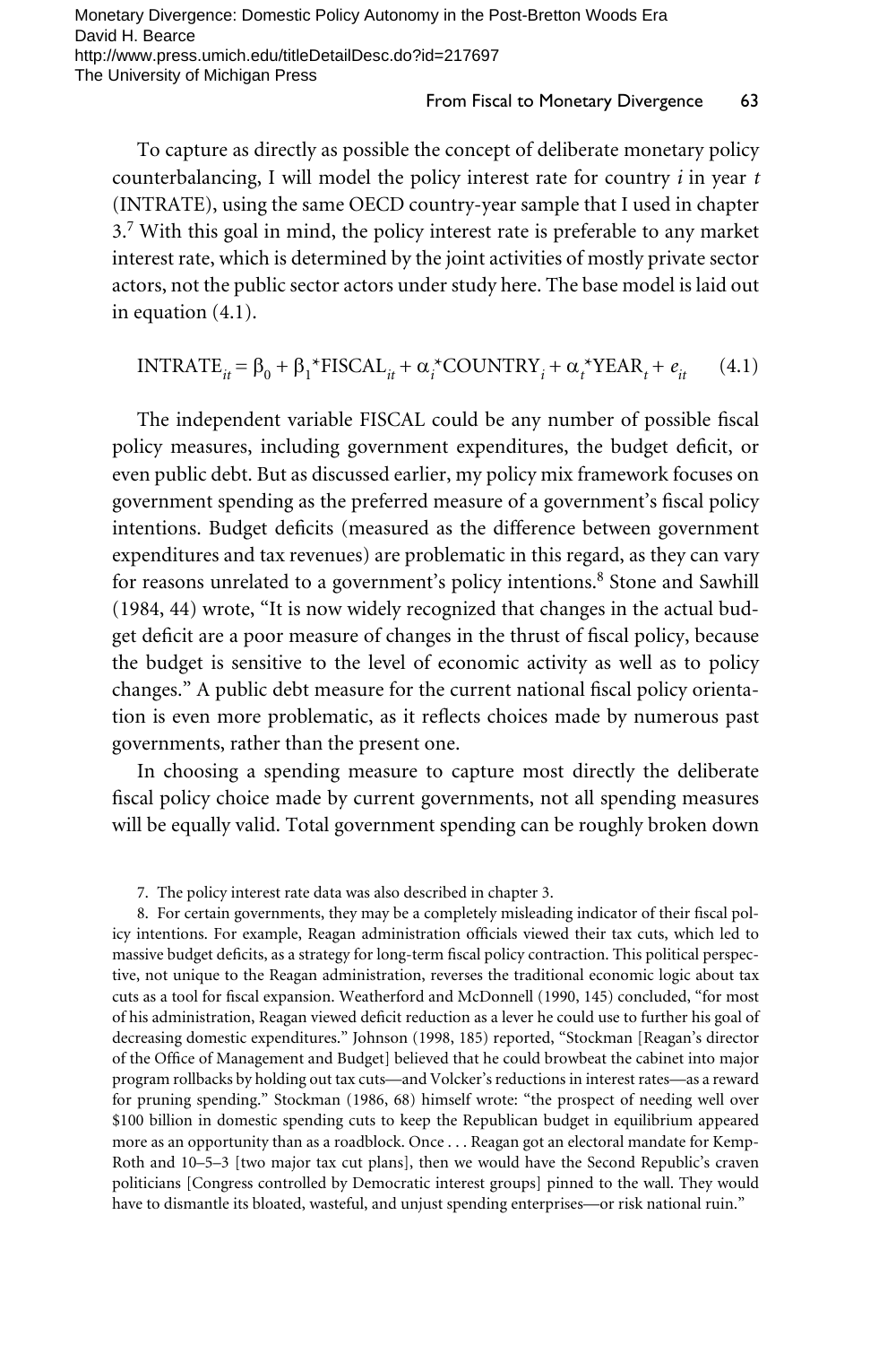To capture as directly as possible the concept of deliberate monetary policy counterbalancing, I will model the policy interest rate for country *i* in year *t* (INTRATE), using the same OECD country-year sample that I used in chapter 3.[7] With this goal in mind, the policy interest rate is preferable to any market interest rate, which is determined by the joint activities of mostly private sector actors, not the public sector actors under study here. The base model is laid out in equation (4.1).

$$\text{INTRATE}_{it} = \beta_0 + \beta_1 * \text{FISCAL}_{it} + \alpha_i * \text{COUNTRY}_i + \alpha_t * \text{YEAR}_t + e_{it} \quad (4.1)$$

The independent variable FISCAL could be any number of possible fiscal policy measures, including government expenditures, the budget deficit, or even public debt. But as discussed earlier, my policy mix framework focuses on government spending as the preferred measure of a government's fiscal policy intentions. Budget deficits (measured as the difference between government expenditures and tax revenues) are problematic in this regard, as they can vary for reasons unrelated to a government's policy intentions.[8] Stone and Sawhill (1984, 44) wrote, "It is now widely recognized that changes in the actual budget deficit are a poor measure of changes in the thrust of fiscal policy, because the budget is sensitive to the level of economic activity as well as to policy changes." A public debt measure for the current national fiscal policy orientation is even more problematic, as it reflects choices made by numerous past governments, rather than the present one.

In choosing a spending measure to capture most directly the deliberate fiscal policy choice made by current governments, not all spending measures will be equally valid. Total government spending can be roughly broken down

7. The policy interest rate data was also described in chapter 3.

8. For certain governments, they may be a completely misleading indicator of their fiscal policy intentions. For example, Reagan administration officials viewed their tax cuts, which led to massive budget deficits, as a strategy for long-term fiscal policy contraction. This political perspective, not unique to the Reagan administration, reverses the traditional economic logic about tax cuts as a tool for fiscal expansion. Weatherford and McDonnell (1990, 145) concluded, "for most of his administration, Reagan viewed deficit reduction as a lever he could use to further his goal of decreasing domestic expenditures." Johnson (1998, 185) reported, "Stockman [Reagan's director of the Office of Management and Budget] believed that he could browbeat the cabinet into major program rollbacks by holding out tax cuts—and Volcker's reductions in interest rates—as a reward for pruning spending." Stockman (1986, 68) himself wrote: "the prospect of needing well over $100 billion in domestic spending cuts to keep the Republican budget in equilibrium appeared more as an opportunity than as a roadblock. Once . . . Reagan got an electoral mandate for Kemp-Roth and 10–5–3 [two major tax cut plans], then we would have the Second Republic's craven politicians [Congress controlled by Democratic interest groups] pinned to the wall. They would have to dismantle its bloated, wasteful, and unjust spending enterprises—or risk national ruin."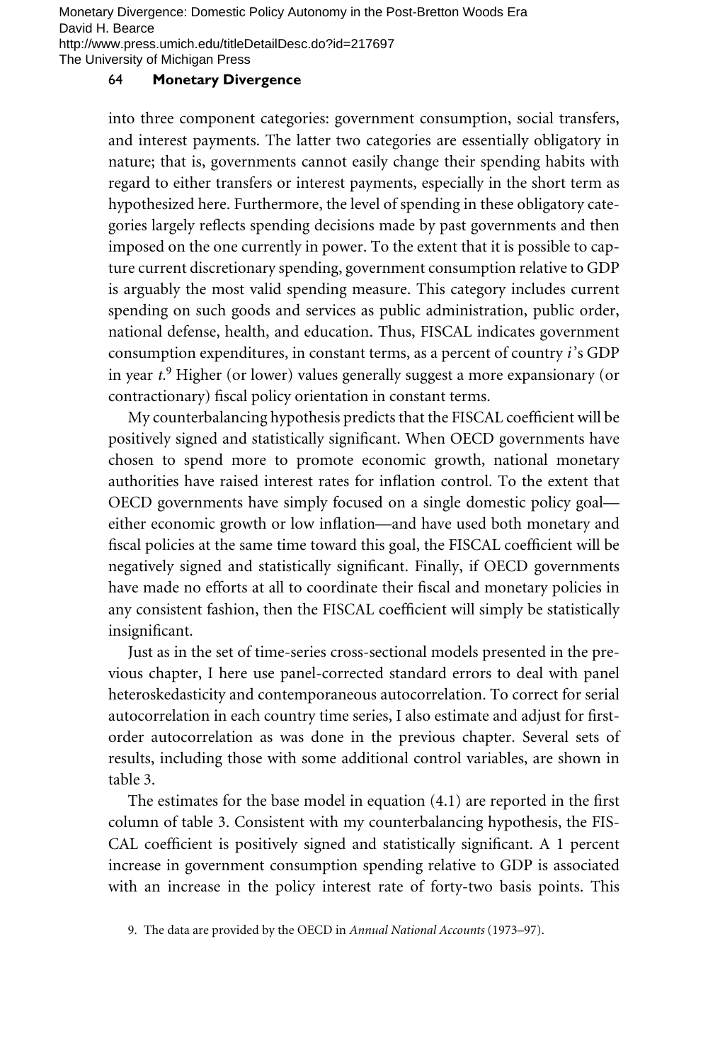into three component categories: government consumption, social transfers, and interest payments. The latter two categories are essentially obligatory in nature; that is, governments cannot easily change their spending habits with regard to either transfers or interest payments, especially in the short term as hypothesized here. Furthermore, the level of spending in these obligatory categories largely reflects spending decisions made by past governments and then imposed on the one currently in power. To the extent that it is possible to capture current discretionary spending, government consumption relative to GDP is arguably the most valid spending measure. This category includes current spending on such goods and services as public administration, public order, national defense, health, and education. Thus, FISCAL indicates government consumption expenditures, in constant terms, as a percent of country *i*'s GDP in year *t*.[9] Higher (or lower) values generally suggest a more expansionary (or contractionary) fiscal policy orientation in constant terms.

My counterbalancing hypothesis predicts that the FISCAL coefficient will be positively signed and statistically significant. When OECD governments have chosen to spend more to promote economic growth, national monetary authorities have raised interest rates for inflation control. To the extent that OECD governments have simply focused on a single domestic policy goal—either economic growth or low inflation—and have used both monetary and fiscal policies at the same time toward this goal, the FISCAL coefficient will be negatively signed and statistically significant. Finally, if OECD governments have made no efforts at all to coordinate their fiscal and monetary policies in any consistent fashion, then the FISCAL coefficient will simply be statistically insignificant.

Just as in the set of time-series cross-sectional models presented in the previous chapter, I here use panel-corrected standard errors to deal with panel heteroskedasticity and contemporaneous autocorrelation. To correct for serial autocorrelation in each country time series, I also estimate and adjust for first-order autocorrelation as was done in the previous chapter. Several sets of results, including those with some additional control variables, are shown in table 3.

The estimates for the base model in equation (4.1) are reported in the first column of table 3. Consistent with my counterbalancing hypothesis, the FISCAL coefficient is positively signed and statistically significant. A 1 percent increase in government consumption spending relative to GDP is associated with an increase in the policy interest rate of forty-two basis points. This

9. The data are provided by the OECD in *Annual National Accounts* (1973–97).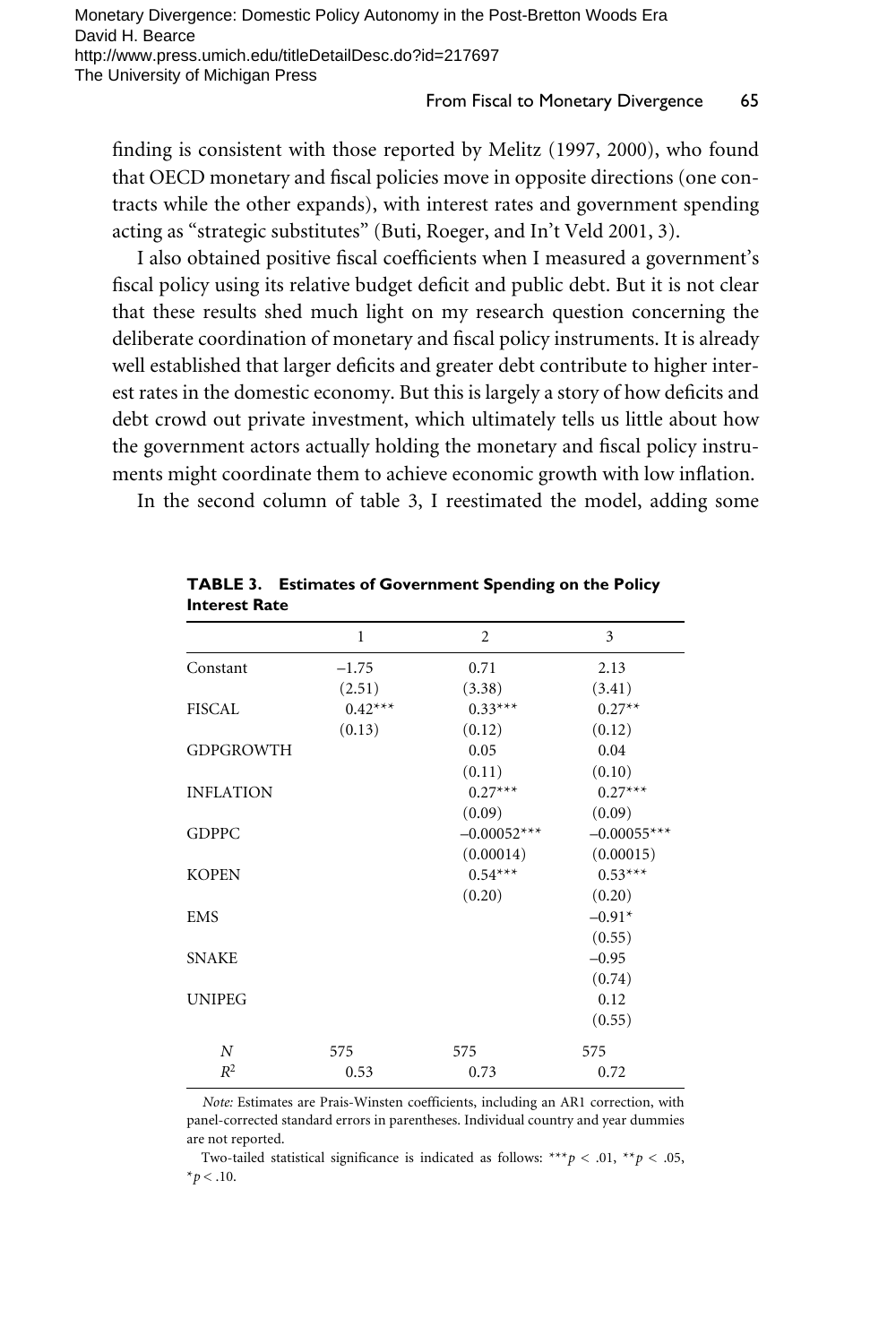finding is consistent with those reported by Melitz (1997, 2000), who found that OECD monetary and fiscal policies move in opposite directions (one contracts while the other expands), with interest rates and government spending acting as "strategic substitutes" (Buti, Roeger, and In't Veld 2001, 3).

I also obtained positive fiscal coefficients when I measured a government's fiscal policy using its relative budget deficit and public debt. But it is not clear that these results shed much light on my research question concerning the deliberate coordination of monetary and fiscal policy instruments. It is already well established that larger deficits and greater debt contribute to higher interest rates in the domestic economy. But this is largely a story of how deficits and debt crowd out private investment, which ultimately tells us little about how the government actors actually holding the monetary and fiscal policy instruments might coordinate them to achieve economic growth with low inflation.

In the second column of table 3, I reestimated the model, adding some

**TABLE 3. Estimates of Government Spending on the Policy Interest Rate**

| | 1 | 2 | 3 |
|---|---|---|---|
| Constant | –1.75 | 0.71 | 2.13 |
| | (2.51) | (3.38) | (3.41) |
| FISCAL | 0.42*** | 0.33*** | 0.27** |
| | (0.13) | (0.12) | (0.12) |
| GDPGROWTH | | 0.05 | 0.04 |
| | | (0.11) | (0.10) |
| INFLATION | | 0.27*** | 0.27*** |
| | | (0.09) | (0.09) |
| GDPPC | | –0.00052*** | –0.00055*** |
| | | (0.00014) | (0.00015) |
| KOPEN | | 0.54*** | 0.53*** |
| | | (0.20) | (0.20) |
| EMS | | | –0.91* |
| | | | (0.55) |
| SNAKE | | | –0.95 |
| | | | (0.74) |
| UNIPEG | | | 0.12 |
| | | | (0.55) |
| $N$ | 575 | 575 | 575 |
| $R^2$ | 0.53 | 0.73 | 0.72 |

*Note:* Estimates are Prais-Winsten coefficients, including an AR1 correction, with panel-corrected standard errors in parentheses. Individual country and year dummies are not reported.

Two-tailed statistical significance is indicated as follows: ***$p < .01$, **$p < .05$, *$p < .10$.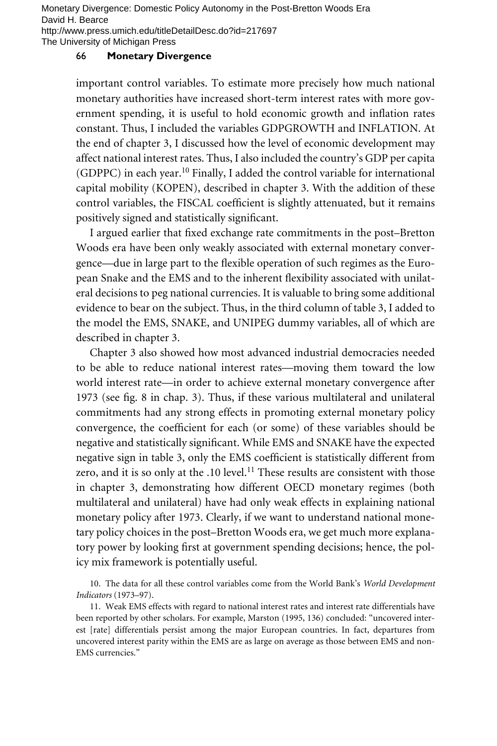important control variables. To estimate more precisely how much national monetary authorities have increased short-term interest rates with more government spending, it is useful to hold economic growth and inflation rates constant. Thus, I included the variables GDPGROWTH and INFLATION. At the end of chapter 3, I discussed how the level of economic development may affect national interest rates. Thus, I also included the country's GDP per capita (GDPPC) in each year.[10] Finally, I added the control variable for international capital mobility (KOPEN), described in chapter 3. With the addition of these control variables, the FISCAL coefficient is slightly attenuated, but it remains positively signed and statistically significant.

I argued earlier that fixed exchange rate commitments in the post–Bretton Woods era have been only weakly associated with external monetary convergence—due in large part to the flexible operation of such regimes as the European Snake and the EMS and to the inherent flexibility associated with unilateral decisions to peg national currencies. It is valuable to bring some additional evidence to bear on the subject. Thus, in the third column of table 3, I added to the model the EMS, SNAKE, and UNIPEG dummy variables, all of which are described in chapter 3.

Chapter 3 also showed how most advanced industrial democracies needed to be able to reduce national interest rates—moving them toward the low world interest rate—in order to achieve external monetary convergence after 1973 (see fig. 8 in chap. 3). Thus, if these various multilateral and unilateral commitments had any strong effects in promoting external monetary policy convergence, the coefficient for each (or some) of these variables should be negative and statistically significant. While EMS and SNAKE have the expected negative sign in table 3, only the EMS coefficient is statistically different from zero, and it is so only at the .10 level.[11] These results are consistent with those in chapter 3, demonstrating how different OECD monetary regimes (both multilateral and unilateral) have had only weak effects in explaining national monetary policy after 1973. Clearly, if we want to understand national monetary policy choices in the post–Bretton Woods era, we get much more explanatory power by looking first at government spending decisions; hence, the policy mix framework is potentially useful.

10. The data for all these control variables come from the World Bank's *World Development Indicators* (1973–97).

11. Weak EMS effects with regard to national interest rates and interest rate differentials have been reported by other scholars. For example, Marston (1995, 136) concluded: "uncovered interest [rate] differentials persist among the major European countries. In fact, departures from uncovered interest parity within the EMS are as large on average as those between EMS and non-EMS currencies."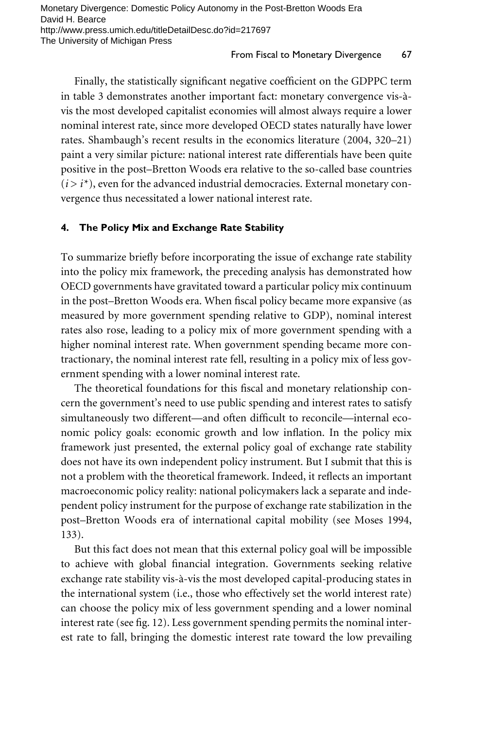Finally, the statistically significant negative coefficient on the GDPPC term in table 3 demonstrates another important fact: monetary convergence vis-à-vis the most developed capitalist economies will almost always require a lower nominal interest rate, since more developed OECD states naturally have lower rates. Shambaugh's recent results in the economics literature (2004, 320–21) paint a very similar picture: national interest rate differentials have been quite positive in the post–Bretton Woods era relative to the so-called base countries ($i > i^*$), even for the advanced industrial democracies. External monetary convergence thus necessitated a lower national interest rate.

#### 4. The Policy Mix and Exchange Rate Stability

To summarize briefly before incorporating the issue of exchange rate stability into the policy mix framework, the preceding analysis has demonstrated how OECD governments have gravitated toward a particular policy mix continuum in the post–Bretton Woods era. When fiscal policy became more expansive (as measured by more government spending relative to GDP), nominal interest rates also rose, leading to a policy mix of more government spending with a higher nominal interest rate. When government spending became more contractionary, the nominal interest rate fell, resulting in a policy mix of less government spending with a lower nominal interest rate.

The theoretical foundations for this fiscal and monetary relationship concern the government's need to use public spending and interest rates to satisfy simultaneously two different—and often difficult to reconcile—internal economic policy goals: economic growth and low inflation. In the policy mix framework just presented, the external policy goal of exchange rate stability does not have its own independent policy instrument. But I submit that this is not a problem with the theoretical framework. Indeed, it reflects an important macroeconomic policy reality: national policymakers lack a separate and independent policy instrument for the purpose of exchange rate stabilization in the post–Bretton Woods era of international capital mobility (see Moses 1994, 133).

But this fact does not mean that this external policy goal will be impossible to achieve with global financial integration. Governments seeking relative exchange rate stability vis-à-vis the most developed capital-producing states in the international system (i.e., those who effectively set the world interest rate) can choose the policy mix of less government spending and a lower nominal interest rate (see fig. 12). Less government spending permits the nominal interest rate to fall, bringing the domestic interest rate toward the low prevailing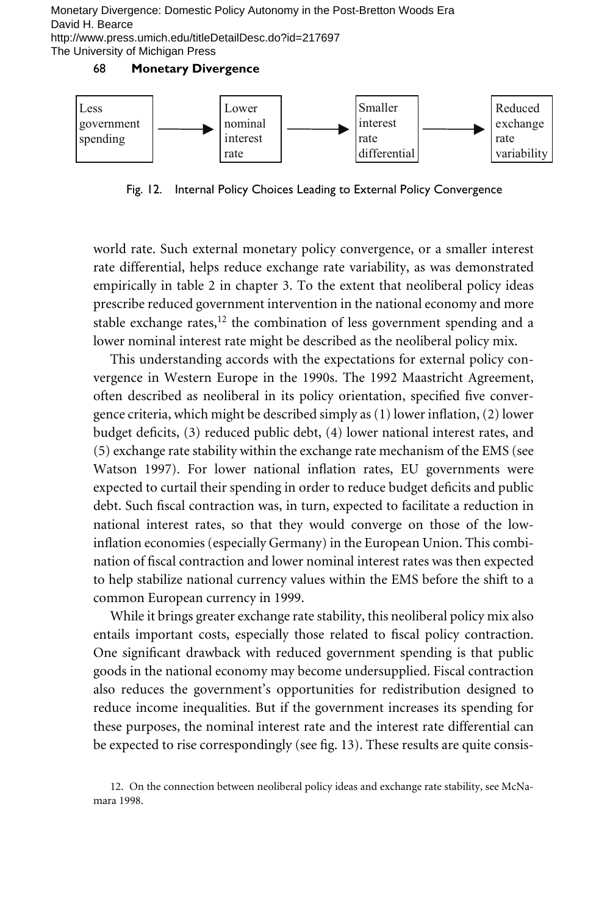Less government spending → Lower nominal interest rate → Smaller interest rate differential → Reduced exchange rate variability

Fig. 12. Internal Policy Choices Leading to External Policy Convergence

world rate. Such external monetary policy convergence, or a smaller interest rate differential, helps reduce exchange rate variability, as was demonstrated empirically in table 2 in chapter 3. To the extent that neoliberal policy ideas prescribe reduced government intervention in the national economy and more stable exchange rates,[12] the combination of less government spending and a lower nominal interest rate might be described as the neoliberal policy mix.

This understanding accords with the expectations for external policy convergence in Western Europe in the 1990s. The 1992 Maastricht Agreement, often described as neoliberal in its policy orientation, specified five convergence criteria, which might be described simply as (1) lower inflation, (2) lower budget deficits, (3) reduced public debt, (4) lower national interest rates, and (5) exchange rate stability within the exchange rate mechanism of the EMS (see Watson 1997). For lower national inflation rates, EU governments were expected to curtail their spending in order to reduce budget deficits and public debt. Such fiscal contraction was, in turn, expected to facilitate a reduction in national interest rates, so that they would converge on those of the low-inflation economies (especially Germany) in the European Union. This combination of fiscal contraction and lower nominal interest rates was then expected to help stabilize national currency values within the EMS before the shift to a common European currency in 1999.

While it brings greater exchange rate stability, this neoliberal policy mix also entails important costs, especially those related to fiscal policy contraction. One significant drawback with reduced government spending is that public goods in the national economy may become undersupplied. Fiscal contraction also reduces the government's opportunities for redistribution designed to reduce income inequalities. But if the government increases its spending for these purposes, the nominal interest rate and the interest rate differential can be expected to rise correspondingly (see fig. 13). These results are quite consis-

12. On the connection between neoliberal policy ideas and exchange rate stability, see McNamara 1998.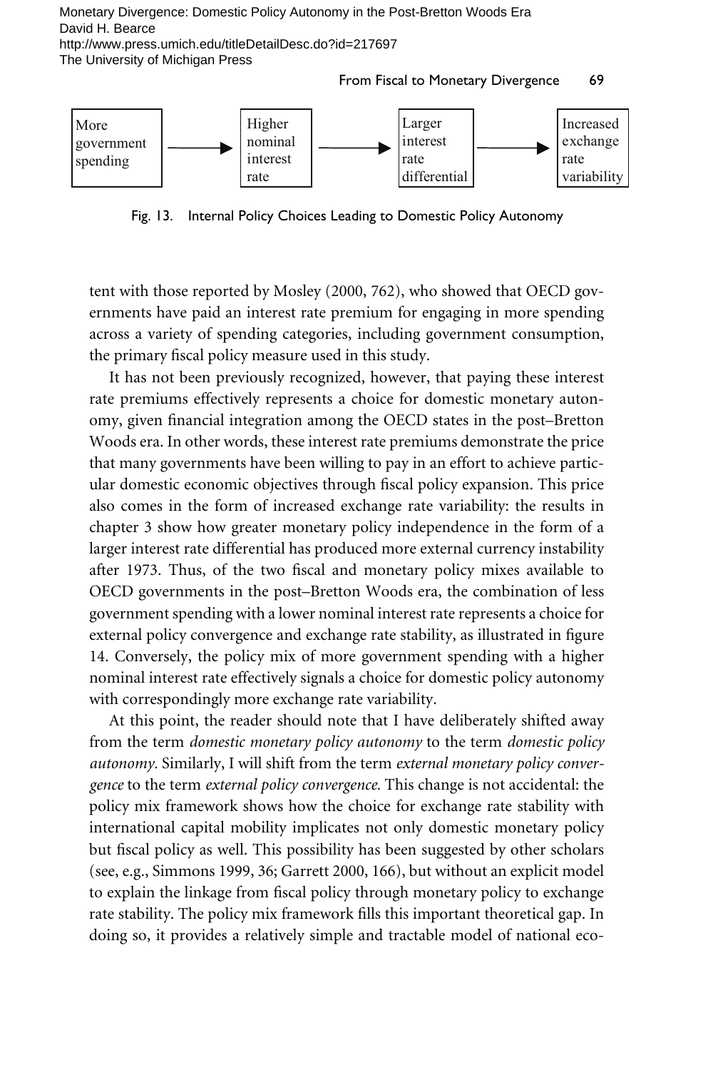More government spending → Higher nominal interest rate → Larger interest rate differential → Increased exchange rate variability

Fig. 13. Internal Policy Choices Leading to Domestic Policy Autonomy

tent with those reported by Mosley (2000, 762), who showed that OECD governments have paid an interest rate premium for engaging in more spending across a variety of spending categories, including government consumption, the primary fiscal policy measure used in this study.

It has not been previously recognized, however, that paying these interest rate premiums effectively represents a choice for domestic monetary autonomy, given financial integration among the OECD states in the post–Bretton Woods era. In other words, these interest rate premiums demonstrate the price that many governments have been willing to pay in an effort to achieve particular domestic economic objectives through fiscal policy expansion. This price also comes in the form of increased exchange rate variability: the results in chapter 3 show how greater monetary policy independence in the form of a larger interest rate differential has produced more external currency instability after 1973. Thus, of the two fiscal and monetary policy mixes available to OECD governments in the post–Bretton Woods era, the combination of less government spending with a lower nominal interest rate represents a choice for external policy convergence and exchange rate stability, as illustrated in figure 14. Conversely, the policy mix of more government spending with a higher nominal interest rate effectively signals a choice for domestic policy autonomy with correspondingly more exchange rate variability.

At this point, the reader should note that I have deliberately shifted away from the term *domestic monetary policy autonomy* to the term *domestic policy autonomy*. Similarly, I will shift from the term *external monetary policy convergence* to the term *external policy convergence.* This change is not accidental: the policy mix framework shows how the choice for exchange rate stability with international capital mobility implicates not only domestic monetary policy but fiscal policy as well. This possibility has been suggested by other scholars (see, e.g., Simmons 1999, 36; Garrett 2000, 166), but without an explicit model to explain the linkage from fiscal policy through monetary policy to exchange rate stability. The policy mix framework fills this important theoretical gap. In doing so, it provides a relatively simple and tractable model of national eco-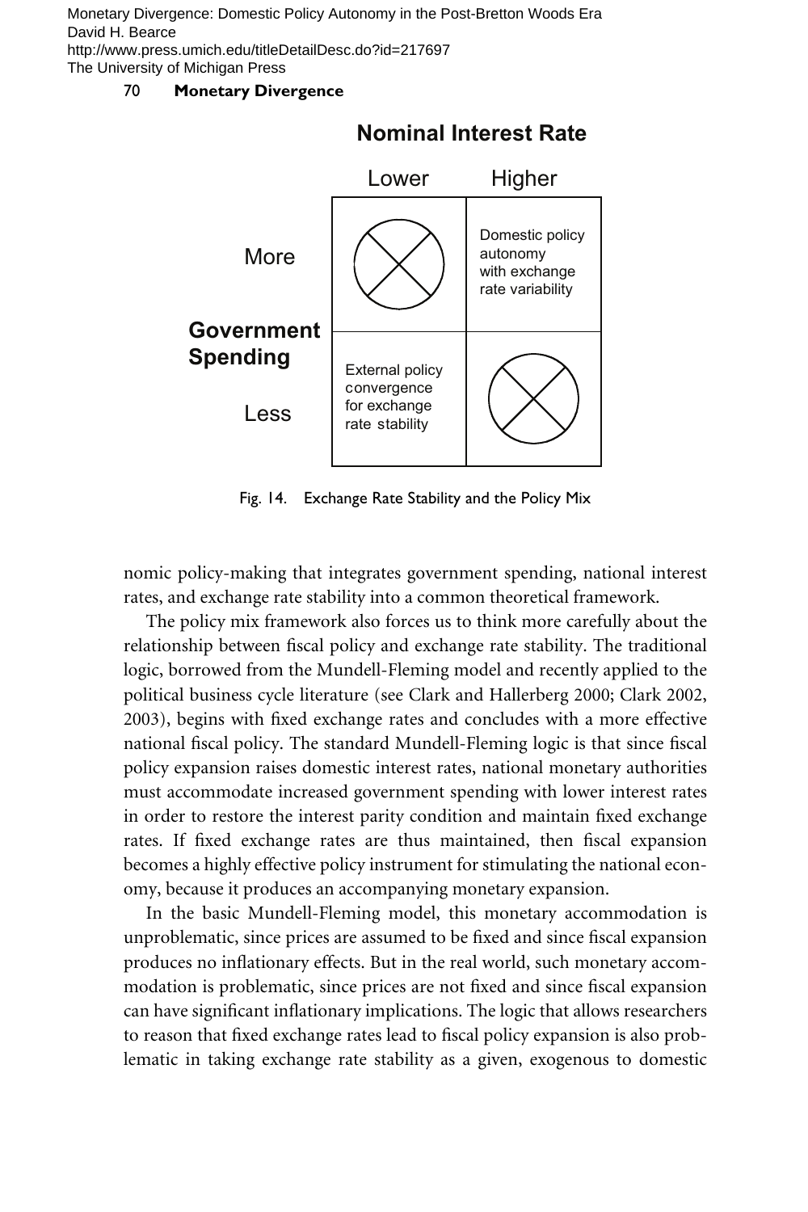**Nominal Interest Rate**

| Government Spending | Lower | Higher |
|---|---|---|
| More | ⊗ | Domestic policy autonomy with exchange rate variability |
| Less | External policy convergence for exchange rate stability | ⊗ |

Fig. 14. Exchange Rate Stability and the Policy Mix

nomic policy-making that integrates government spending, national interest rates, and exchange rate stability into a common theoretical framework.

The policy mix framework also forces us to think more carefully about the relationship between fiscal policy and exchange rate stability. The traditional logic, borrowed from the Mundell-Fleming model and recently applied to the political business cycle literature (see Clark and Hallerberg 2000; Clark 2002, 2003), begins with fixed exchange rates and concludes with a more effective national fiscal policy. The standard Mundell-Fleming logic is that since fiscal policy expansion raises domestic interest rates, national monetary authorities must accommodate increased government spending with lower interest rates in order to restore the interest parity condition and maintain fixed exchange rates. If fixed exchange rates are thus maintained, then fiscal expansion becomes a highly effective policy instrument for stimulating the national economy, because it produces an accompanying monetary expansion.

In the basic Mundell-Fleming model, this monetary accommodation is unproblematic, since prices are assumed to be fixed and since fiscal expansion produces no inflationary effects. But in the real world, such monetary accommodation is problematic, since prices are not fixed and since fiscal expansion can have significant inflationary implications. The logic that allows researchers to reason that fixed exchange rates lead to fiscal policy expansion is also problematic in taking exchange rate stability as a given, exogenous to domestic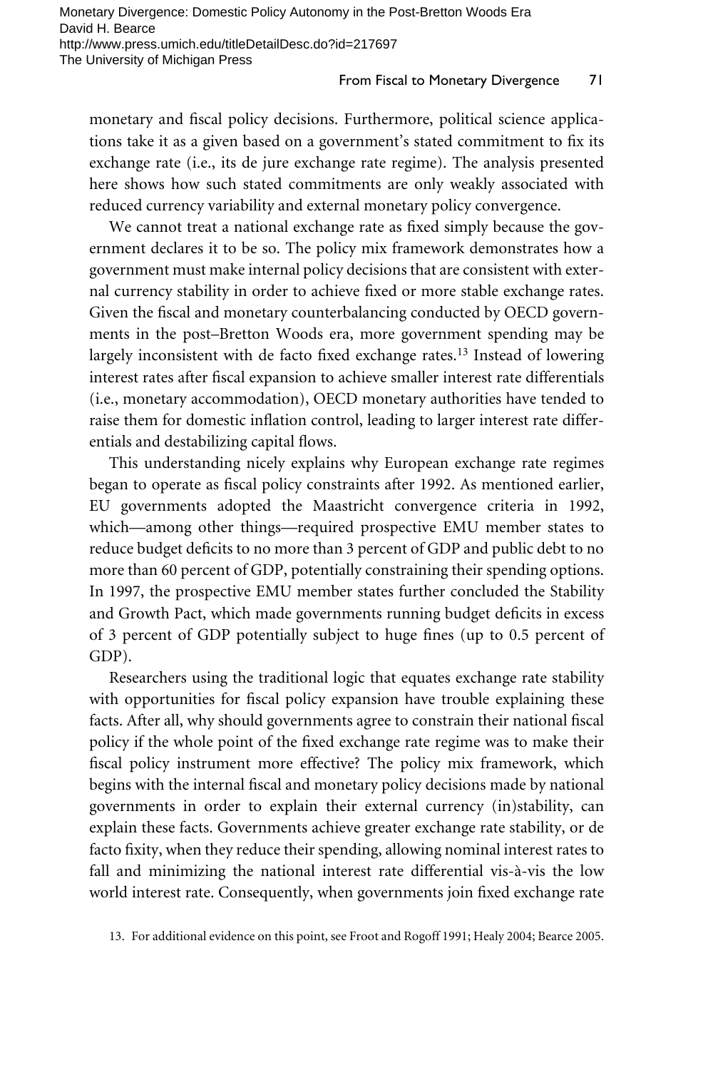monetary and fiscal policy decisions. Furthermore, political science applications take it as a given based on a government's stated commitment to fix its exchange rate (i.e., its de jure exchange rate regime). The analysis presented here shows how such stated commitments are only weakly associated with reduced currency variability and external monetary policy convergence.

We cannot treat a national exchange rate as fixed simply because the government declares it to be so. The policy mix framework demonstrates how a government must make internal policy decisions that are consistent with external currency stability in order to achieve fixed or more stable exchange rates. Given the fiscal and monetary counterbalancing conducted by OECD governments in the post–Bretton Woods era, more government spending may be largely inconsistent with de facto fixed exchange rates.[13] Instead of lowering interest rates after fiscal expansion to achieve smaller interest rate differentials (i.e., monetary accommodation), OECD monetary authorities have tended to raise them for domestic inflation control, leading to larger interest rate differentials and destabilizing capital flows.

This understanding nicely explains why European exchange rate regimes began to operate as fiscal policy constraints after 1992. As mentioned earlier, EU governments adopted the Maastricht convergence criteria in 1992, which—among other things—required prospective EMU member states to reduce budget deficits to no more than 3 percent of GDP and public debt to no more than 60 percent of GDP, potentially constraining their spending options. In 1997, the prospective EMU member states further concluded the Stability and Growth Pact, which made governments running budget deficits in excess of 3 percent of GDP potentially subject to huge fines (up to 0.5 percent of GDP).

Researchers using the traditional logic that equates exchange rate stability with opportunities for fiscal policy expansion have trouble explaining these facts. After all, why should governments agree to constrain their national fiscal policy if the whole point of the fixed exchange rate regime was to make their fiscal policy instrument more effective? The policy mix framework, which begins with the internal fiscal and monetary policy decisions made by national governments in order to explain their external currency (in)stability, can explain these facts. Governments achieve greater exchange rate stability, or de facto fixity, when they reduce their spending, allowing nominal interest rates to fall and minimizing the national interest rate differential vis-à-vis the low world interest rate. Consequently, when governments join fixed exchange rate

13. For additional evidence on this point, see Froot and Rogoff 1991; Healy 2004; Bearce 2005.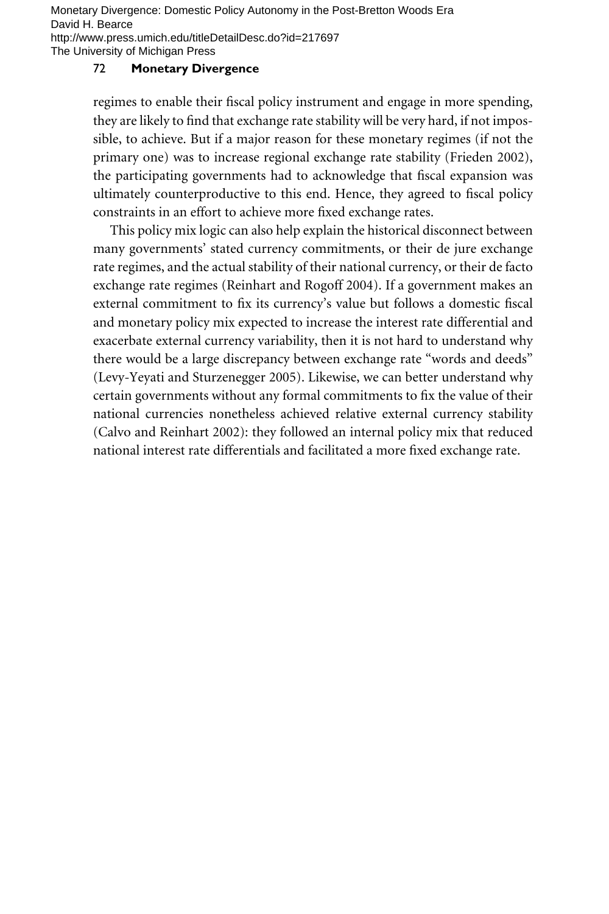regimes to enable their fiscal policy instrument and engage in more spending, they are likely to find that exchange rate stability will be very hard, if not impossible, to achieve. But if a major reason for these monetary regimes (if not the primary one) was to increase regional exchange rate stability (Frieden 2002), the participating governments had to acknowledge that fiscal expansion was ultimately counterproductive to this end. Hence, they agreed to fiscal policy constraints in an effort to achieve more fixed exchange rates.

This policy mix logic can also help explain the historical disconnect between many governments' stated currency commitments, or their de jure exchange rate regimes, and the actual stability of their national currency, or their de facto exchange rate regimes (Reinhart and Rogoff 2004). If a government makes an external commitment to fix its currency's value but follows a domestic fiscal and monetary policy mix expected to increase the interest rate differential and exacerbate external currency variability, then it is not hard to understand why there would be a large discrepancy between exchange rate "words and deeds" (Levy-Yeyati and Sturzenegger 2005). Likewise, we can better understand why certain governments without any formal commitments to fix the value of their national currencies nonetheless achieved relative external currency stability (Calvo and Reinhart 2002): they followed an internal policy mix that reduced national interest rate differentials and facilitated a more fixed exchange rate.